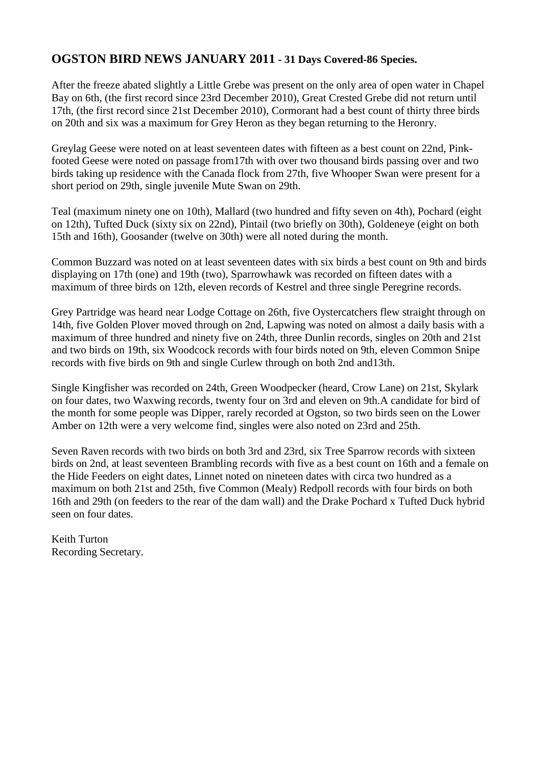## OGSTON BIRD NEWS JANUARY 2011 - 31 Days Covered-86 Species.

After the freeze abated slightly a Little Grebe was present on the only area of open water in Chapel Bay on 6th, (the first record since 23rd December 2010), Great Crested Grebe did not return until 17th, (the first record since 21st December 2010), Cormorant had a best count of thirty three birds on 20th and six was a maximum for Grey Heron as they began returning to the Heronry.

Greylag Geese were noted on at least seventeen dates with fifteen as a best count on 22nd, Pink-footed Geese were noted on passage from17th with over two thousand birds passing over and two birds taking up residence with the Canada flock from 27th, five Whooper Swan were present for a short period on 29th, single juvenile Mute Swan on 29th.

Teal (maximum ninety one on 10th), Mallard (two hundred and fifty seven on 4th), Pochard (eight on 12th), Tufted Duck (sixty six on 22nd), Pintail (two briefly on 30th), Goldeneye (eight on both 15th and 16th), Goosander (twelve on 30th) were all noted during the month.

Common Buzzard was noted on at least seventeen dates with six birds a best count on 9th and birds displaying on 17th (one) and 19th (two), Sparrowhawk was recorded on fifteen dates with a maximum of three birds on 12th, eleven records of Kestrel and three single Peregrine records.

Grey Partridge was heard near Lodge Cottage on 26th, five Oystercatchers flew straight through on 14th, five Golden Plover moved through on 2nd, Lapwing was noted on almost a daily basis with a maximum of three hundred and ninety five on 24th, three Dunlin records, singles on 20th and 21st and two birds on 19th, six Woodcock records with four birds noted on 9th, eleven Common Snipe records with five birds on 9th and single Curlew through on both 2nd and13th.

Single Kingfisher was recorded on 24th, Green Woodpecker (heard, Crow Lane) on 21st, Skylark on four dates, two Waxwing records, twenty four on 3rd and eleven on 9th.A candidate for bird of the month for some people was Dipper, rarely recorded at Ogston, so two birds seen on the Lower Amber on 12th were a very welcome find, singles were also noted on 23rd and 25th.

Seven Raven records with two birds on both 3rd and 23rd, six Tree Sparrow records with sixteen birds on 2nd, at least seventeen Brambling records with five as a best count on 16th and a female on the Hide Feeders on eight dates, Linnet noted on nineteen dates with circa two hundred as a maximum on both 21st and 25th, five Common (Mealy) Redpoll records with four birds on both 16th and 29th (on feeders to the rear of the dam wall) and the Drake Pochard x Tufted Duck hybrid seen on four dates.

Keith Turton
Recording Secretary.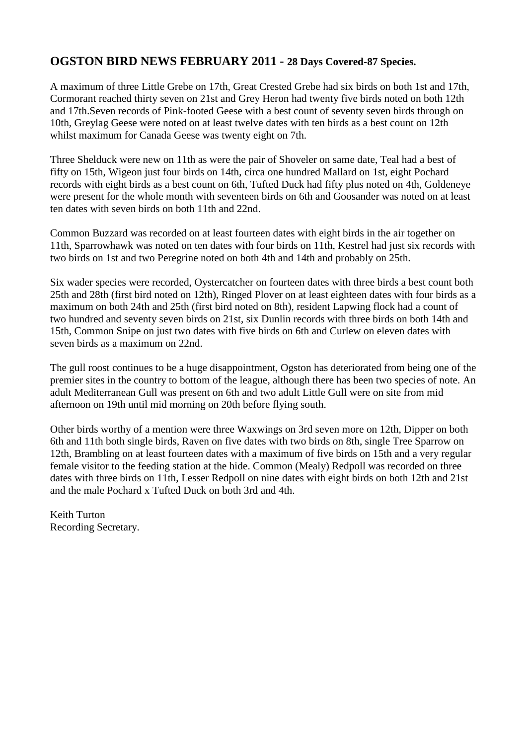## OGSTON BIRD NEWS FEBRUARY 2011 - **28 Days Covered-87 Species.**

A maximum of three Little Grebe on 17th, Great Crested Grebe had six birds on both 1st and 17th, Cormorant reached thirty seven on 21st and Grey Heron had twenty five birds noted on both 12th and 17th.Seven records of Pink-footed Geese with a best count of seventy seven birds through on 10th, Greylag Geese were noted on at least twelve dates with ten birds as a best count on 12th whilst maximum for Canada Geese was twenty eight on 7th.

Three Shelduck were new on 11th as were the pair of Shoveler on same date, Teal had a best of fifty on 15th, Wigeon just four birds on 14th, circa one hundred Mallard on 1st, eight Pochard records with eight birds as a best count on 6th, Tufted Duck had fifty plus noted on 4th, Goldeneye were present for the whole month with seventeen birds on 6th and Goosander was noted on at least ten dates with seven birds on both 11th and 22nd.

Common Buzzard was recorded on at least fourteen dates with eight birds in the air together on 11th, Sparrowhawk was noted on ten dates with four birds on 11th, Kestrel had just six records with two birds on 1st and two Peregrine noted on both 4th and 14th and probably on 25th.

Six wader species were recorded, Oystercatcher on fourteen dates with three birds a best count both 25th and 28th (first bird noted on 12th), Ringed Plover on at least eighteen dates with four birds as a maximum on both 24th and 25th (first bird noted on 8th), resident Lapwing flock had a count of two hundred and seventy seven birds on 21st, six Dunlin records with three birds on both 14th and 15th, Common Snipe on just two dates with five birds on 6th and Curlew on eleven dates with seven birds as a maximum on 22nd.

The gull roost continues to be a huge disappointment, Ogston has deteriorated from being one of the premier sites in the country to bottom of the league, although there has been two species of note. An adult Mediterranean Gull was present on 6th and two adult Little Gull were on site from mid afternoon on 19th until mid morning on 20th before flying south.

Other birds worthy of a mention were three Waxwings on 3rd seven more on 12th, Dipper on both 6th and 11th both single birds, Raven on five dates with two birds on 8th, single Tree Sparrow on 12th, Brambling on at least fourteen dates with a maximum of five birds on 15th and a very regular female visitor to the feeding station at the hide. Common (Mealy) Redpoll was recorded on three dates with three birds on 11th, Lesser Redpoll on nine dates with eight birds on both 12th and 21st and the male Pochard x Tufted Duck on both 3rd and 4th.

Keith Turton
Recording Secretary.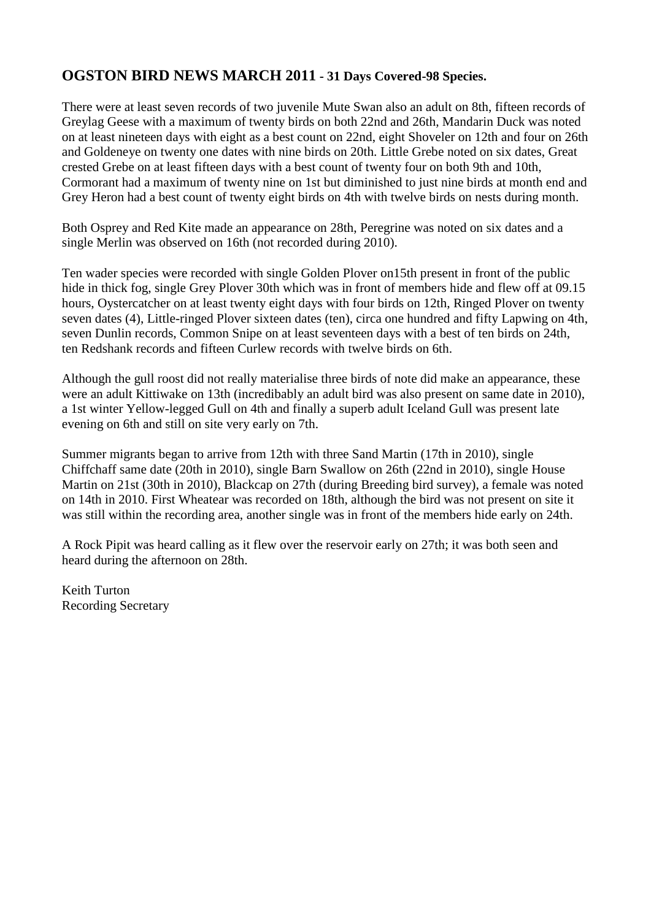## OGSTON BIRD NEWS MARCH 2011 - 31 Days Covered-98 Species.

There were at least seven records of two juvenile Mute Swan also an adult on 8th, fifteen records of Greylag Geese with a maximum of twenty birds on both 22nd and 26th, Mandarin Duck was noted on at least nineteen days with eight as a best count on 22nd, eight Shoveler on 12th and four on 26th and Goldeneye on twenty one dates with nine birds on 20th. Little Grebe noted on six dates, Great crested Grebe on at least fifteen days with a best count of twenty four on both 9th and 10th, Cormorant had a maximum of twenty nine on 1st but diminished to just nine birds at month end and Grey Heron had a best count of twenty eight birds on 4th with twelve birds on nests during month.

Both Osprey and Red Kite made an appearance on 28th, Peregrine was noted on six dates and a single Merlin was observed on 16th (not recorded during 2010).

Ten wader species were recorded with single Golden Plover on15th present in front of the public hide in thick fog, single Grey Plover 30th which was in front of members hide and flew off at 09.15 hours, Oystercatcher on at least twenty eight days with four birds on 12th, Ringed Plover on twenty seven dates (4), Little-ringed Plover sixteen dates (ten), circa one hundred and fifty Lapwing on 4th, seven Dunlin records, Common Snipe on at least seventeen days with a best of ten birds on 24th, ten Redshank records and fifteen Curlew records with twelve birds on 6th.

Although the gull roost did not really materialise three birds of note did make an appearance, these were an adult Kittiwake on 13th (incredibaly an adult bird was also present on same date in 2010), a 1st winter Yellow-legged Gull on 4th and finally a superb adult Iceland Gull was present late evening on 6th and still on site very early on 7th.

Summer migrants began to arrive from 12th with three Sand Martin (17th in 2010), single Chiffchaff same date (20th in 2010), single Barn Swallow on 26th (22nd in 2010), single House Martin on 21st (30th in 2010), Blackcap on 27th (during Breeding bird survey), a female was noted on 14th in 2010. First Wheatear was recorded on 18th, although the bird was not present on site it was still within the recording area, another single was in front of the members hide early on 24th.

A Rock Pipit was heard calling as it flew over the reservoir early on 27th; it was both seen and heard during the afternoon on 28th.

Keith Turton
Recording Secretary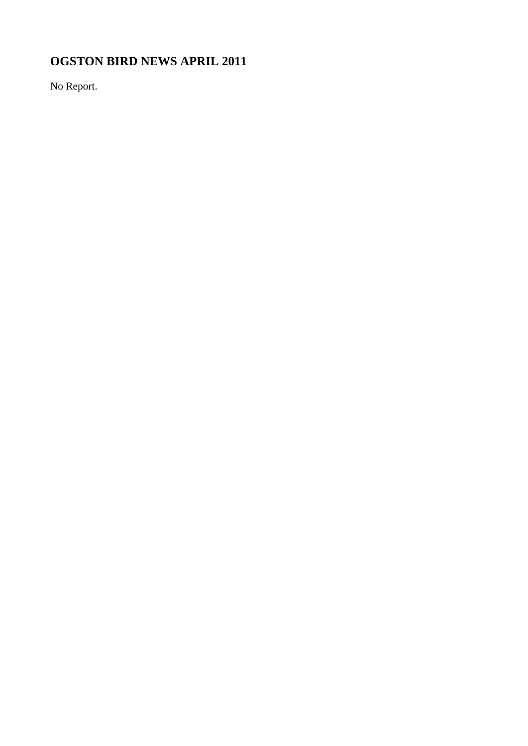# OGSTON BIRD NEWS APRIL 2011

No Report.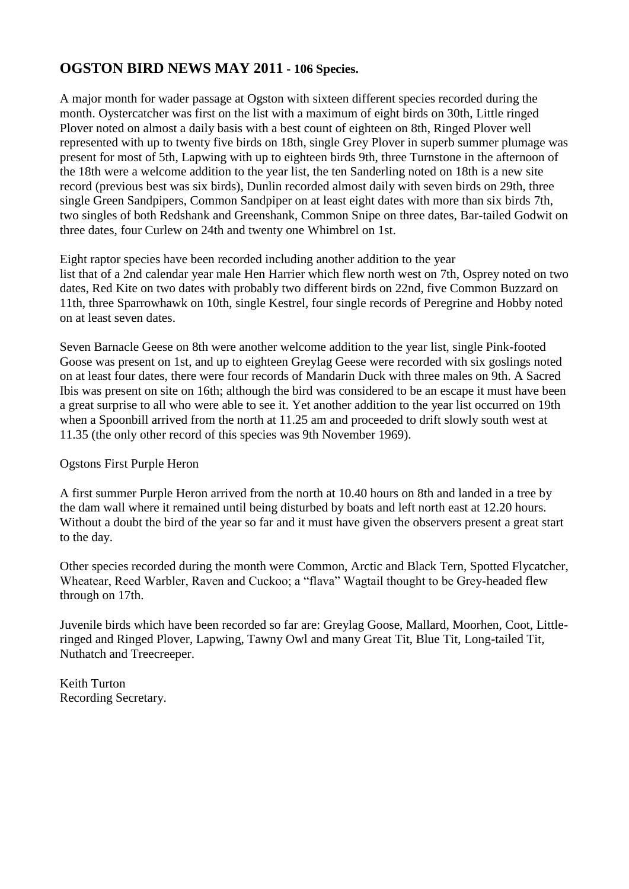## OGSTON BIRD NEWS MAY 2011 - 106 Species.

A major month for wader passage at Ogston with sixteen different species recorded during the month. Oystercatcher was first on the list with a maximum of eight birds on 30th, Little ringed Plover noted on almost a daily basis with a best count of eighteen on 8th, Ringed Plover well represented with up to twenty five birds on 18th, single Grey Plover in superb summer plumage was present for most of 5th, Lapwing with up to eighteen birds 9th, three Turnstone in the afternoon of the 18th were a welcome addition to the year list, the ten Sanderling noted on 18th is a new site record (previous best was six birds), Dunlin recorded almost daily with seven birds on 29th, three single Green Sandpipers, Common Sandpiper on at least eight dates with more than six birds 7th, two singles of both Redshank and Greenshank, Common Snipe on three dates, Bar-tailed Godwit on three dates, four Curlew on 24th and twenty one Whimbrel on 1st.

Eight raptor species have been recorded including another addition to the year list that of a 2nd calendar year male Hen Harrier which flew north west on 7th, Osprey noted on two dates, Red Kite on two dates with probably two different birds on 22nd, five Common Buzzard on 11th, three Sparrowhawk on 10th, single Kestrel, four single records of Peregrine and Hobby noted on at least seven dates.

Seven Barnacle Geese on 8th were another welcome addition to the year list, single Pink-footed Goose was present on 1st, and up to eighteen Greylag Geese were recorded with six goslings noted on at least four dates, there were four records of Mandarin Duck with three males on 9th. A Sacred Ibis was present on site on 16th; although the bird was considered to be an escape it must have been a great surprise to all who were able to see it. Yet another addition to the year list occurred on 19th when a Spoonbill arrived from the north at 11.25 am and proceeded to drift slowly south west at 11.35 (the only other record of this species was 9th November 1969).

Ogstons First Purple Heron

A first summer Purple Heron arrived from the north at 10.40 hours on 8th and landed in a tree by the dam wall where it remained until being disturbed by boats and left north east at 12.20 hours. Without a doubt the bird of the year so far and it must have given the observers present a great start to the day.

Other species recorded during the month were Common, Arctic and Black Tern, Spotted Flycatcher, Wheatear, Reed Warbler, Raven and Cuckoo; a "flava" Wagtail thought to be Grey-headed flew through on 17th.

Juvenile birds which have been recorded so far are: Greylag Goose, Mallard, Moorhen, Coot, Little-ringed and Ringed Plover, Lapwing, Tawny Owl and many Great Tit, Blue Tit, Long-tailed Tit, Nuthatch and Treecreeper.

Keith Turton
Recording Secretary.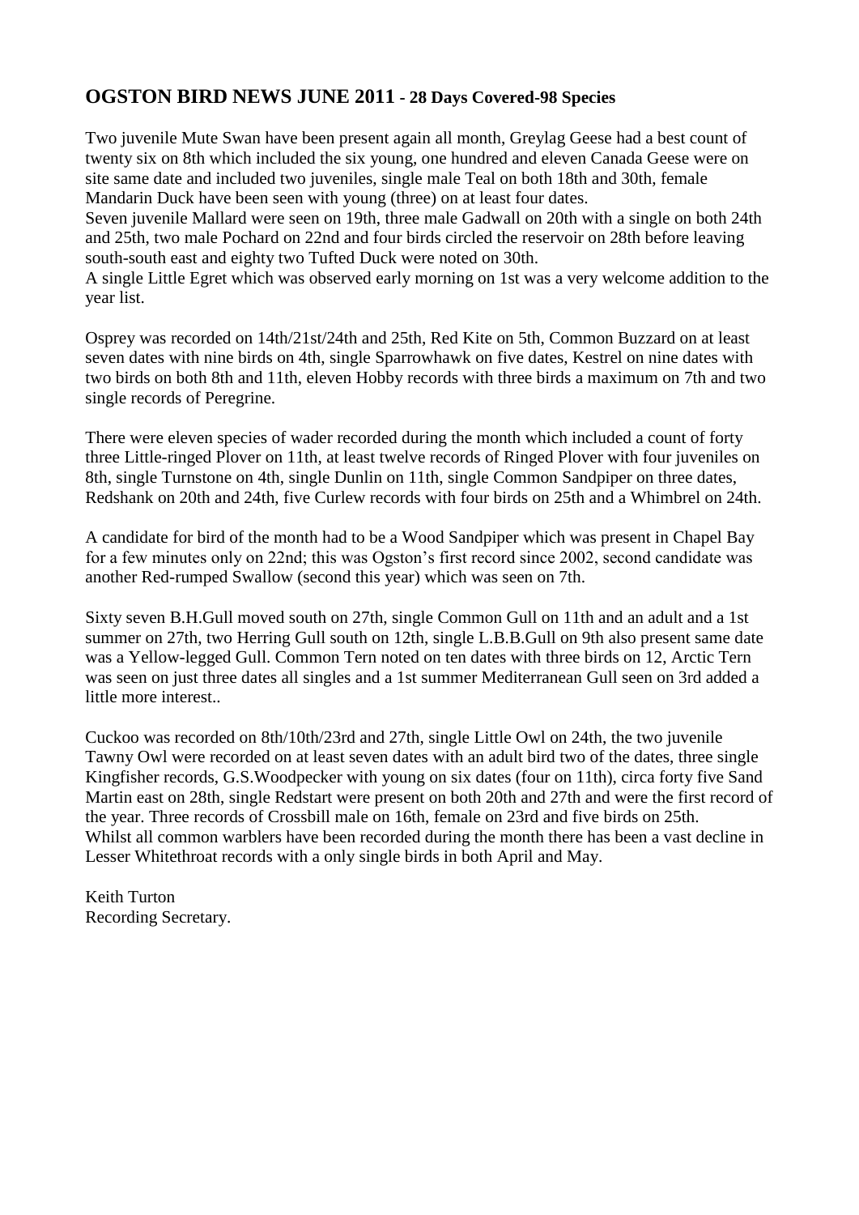## OGSTON BIRD NEWS JUNE 2011 - 28 Days Covered-98 Species

Two juvenile Mute Swan have been present again all month, Greylag Geese had a best count of twenty six on 8th which included the six young, one hundred and eleven Canada Geese were on site same date and included two juveniles, single male Teal on both 18th and 30th, female Mandarin Duck have been seen with young (three) on at least four dates.
Seven juvenile Mallard were seen on 19th, three male Gadwall on 20th with a single on both 24th and 25th, two male Pochard on 22nd and four birds circled the reservoir on 28th before leaving south-south east and eighty two Tufted Duck were noted on 30th.
A single Little Egret which was observed early morning on 1st was a very welcome addition to the year list.

Osprey was recorded on 14th/21st/24th and 25th, Red Kite on 5th, Common Buzzard on at least seven dates with nine birds on 4th, single Sparrowhawk on five dates, Kestrel on nine dates with two birds on both 8th and 11th, eleven Hobby records with three birds a maximum on 7th and two single records of Peregrine.

There were eleven species of wader recorded during the month which included a count of forty three Little-ringed Plover on 11th, at least twelve records of Ringed Plover with four juveniles on 8th, single Turnstone on 4th, single Dunlin on 11th, single Common Sandpiper on three dates, Redshank on 20th and 24th, five Curlew records with four birds on 25th and a Whimbrel on 24th.

A candidate for bird of the month had to be a Wood Sandpiper which was present in Chapel Bay for a few minutes only on 22nd; this was Ogston's first record since 2002, second candidate was another Red-rumped Swallow (second this year) which was seen on 7th.

Sixty seven B.H.Gull moved south on 27th, single Common Gull on 11th and an adult and a 1st summer on 27th, two Herring Gull south on 12th, single L.B.B.Gull on 9th also present same date was a Yellow-legged Gull. Common Tern noted on ten dates with three birds on 12, Arctic Tern was seen on just three dates all singles and a 1st summer Mediterranean Gull seen on 3rd added a little more interest..

Cuckoo was recorded on 8th/10th/23rd and 27th, single Little Owl on 24th, the two juvenile Tawny Owl were recorded on at least seven dates with an adult bird two of the dates, three single Kingfisher records, G.S.Woodpecker with young on six dates (four on 11th), circa forty five Sand Martin east on 28th, single Redstart were present on both 20th and 27th and were the first record of the year. Three records of Crossbill male on 16th, female on 23rd and five birds on 25th.
Whilst all common warblers have been recorded during the month there has been a vast decline in Lesser Whitethroat records with a only single birds in both April and May.

Keith Turton
Recording Secretary.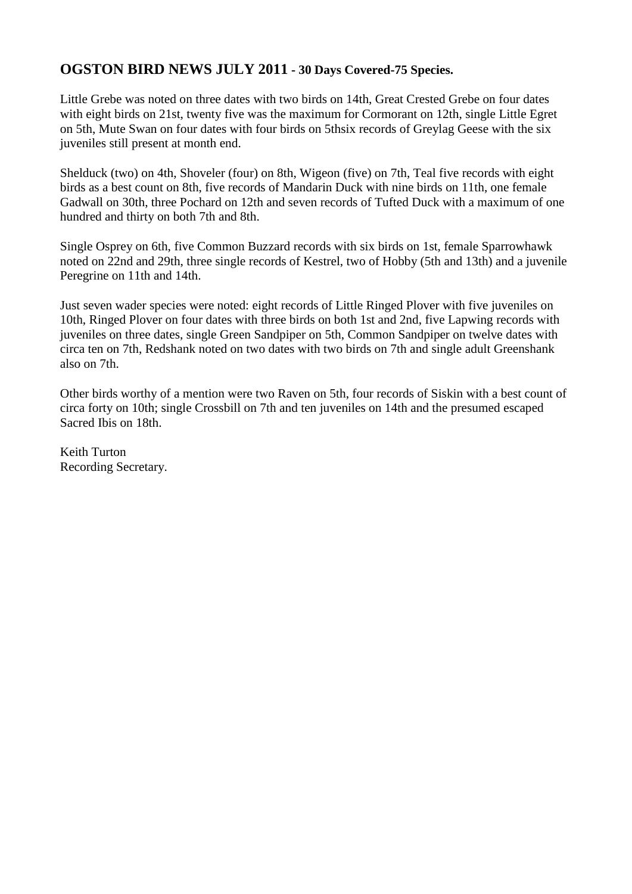## OGSTON BIRD NEWS JULY 2011 - 30 Days Covered-75 Species.

Little Grebe was noted on three dates with two birds on 14th, Great Crested Grebe on four dates with eight birds on 21st, twenty five was the maximum for Cormorant on 12th, single Little Egret on 5th, Mute Swan on four dates with four birds on 5thsix records of Greylag Geese with the six juveniles still present at month end.

Shelduck (two) on 4th, Shoveler (four) on 8th, Wigeon (five) on 7th, Teal five records with eight birds as a best count on 8th, five records of Mandarin Duck with nine birds on 11th, one female Gadwall on 30th, three Pochard on 12th and seven records of Tufted Duck with a maximum of one hundred and thirty on both 7th and 8th.

Single Osprey on 6th, five Common Buzzard records with six birds on 1st, female Sparrowhawk noted on 22nd and 29th, three single records of Kestrel, two of Hobby (5th and 13th) and a juvenile Peregrine on 11th and 14th.

Just seven wader species were noted: eight records of Little Ringed Plover with five juveniles on 10th, Ringed Plover on four dates with three birds on both 1st and 2nd, five Lapwing records with juveniles on three dates, single Green Sandpiper on 5th, Common Sandpiper on twelve dates with circa ten on 7th, Redshank noted on two dates with two birds on 7th and single adult Greenshank also on 7th.

Other birds worthy of a mention were two Raven on 5th, four records of Siskin with a best count of circa forty on 10th; single Crossbill on 7th and ten juveniles on 14th and the presumed escaped Sacred Ibis on 18th.

Keith Turton
Recording Secretary.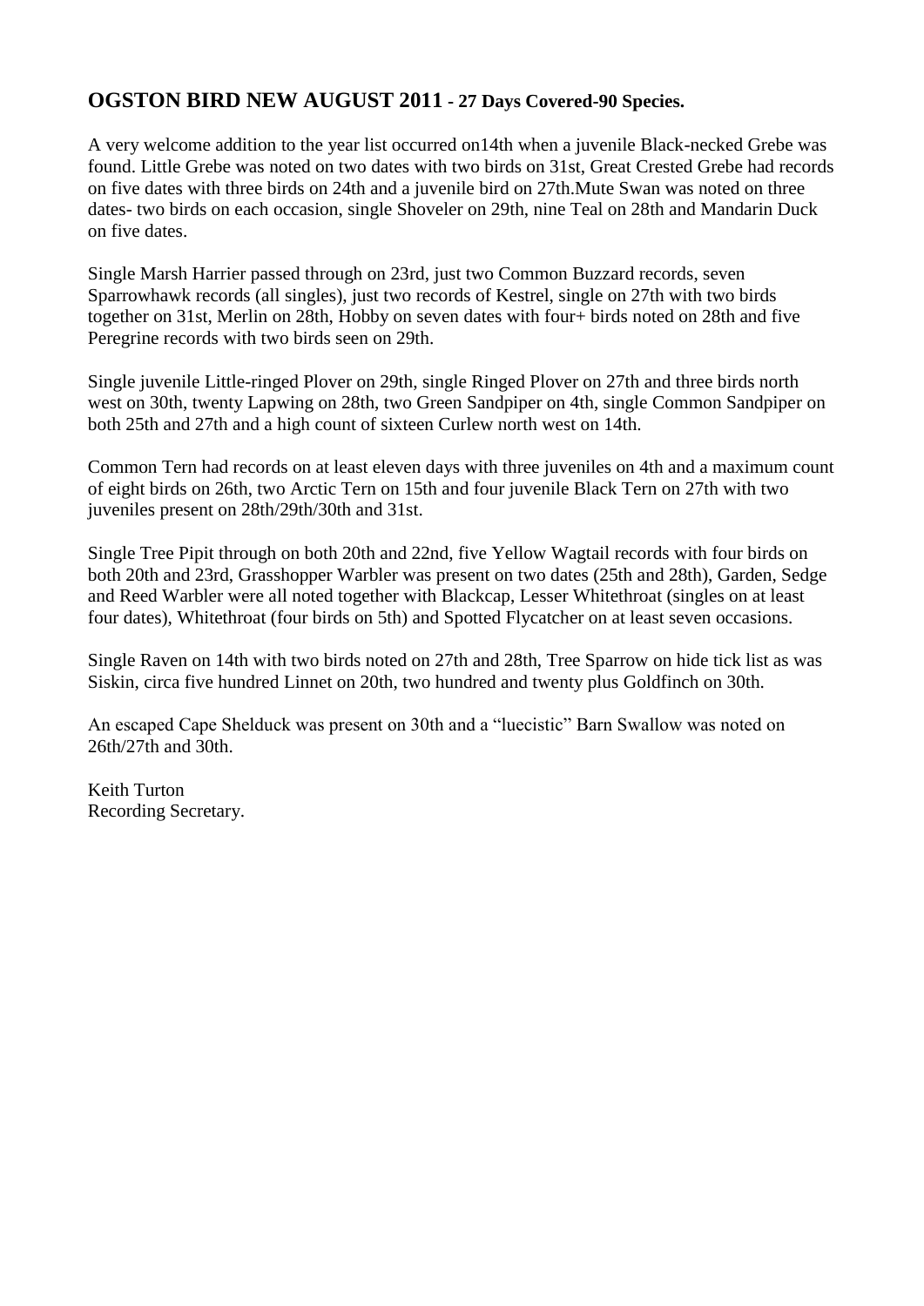## OGSTON BIRD NEW AUGUST 2011 - 27 Days Covered-90 Species.

A very welcome addition to the year list occurred on14th when a juvenile Black-necked Grebe was found. Little Grebe was noted on two dates with two birds on 31st, Great Crested Grebe had records on five dates with three birds on 24th and a juvenile bird on 27th.Mute Swan was noted on three dates- two birds on each occasion, single Shoveler on 29th, nine Teal on 28th and Mandarin Duck on five dates.

Single Marsh Harrier passed through on 23rd, just two Common Buzzard records, seven Sparrowhawk records (all singles), just two records of Kestrel, single on 27th with two birds together on 31st, Merlin on 28th, Hobby on seven dates with four+ birds noted on 28th and five Peregrine records with two birds seen on 29th.

Single juvenile Little-ringed Plover on 29th, single Ringed Plover on 27th and three birds north west on 30th, twenty Lapwing on 28th, two Green Sandpiper on 4th, single Common Sandpiper on both 25th and 27th and a high count of sixteen Curlew north west on 14th.

Common Tern had records on at least eleven days with three juveniles on 4th and a maximum count of eight birds on 26th, two Arctic Tern on 15th and four juvenile Black Tern on 27th with two juveniles present on 28th/29th/30th and 31st.

Single Tree Pipit through on both 20th and 22nd, five Yellow Wagtail records with four birds on both 20th and 23rd, Grasshopper Warbler was present on two dates (25th and 28th), Garden, Sedge and Reed Warbler were all noted together with Blackcap, Lesser Whitethroat (singles on at least four dates), Whitethroat (four birds on 5th) and Spotted Flycatcher on at least seven occasions.

Single Raven on 14th with two birds noted on 27th and 28th, Tree Sparrow on hide tick list as was Siskin, circa five hundred Linnet on 20th, two hundred and twenty plus Goldfinch on 30th.

An escaped Cape Shelduck was present on 30th and a "luecistic" Barn Swallow was noted on 26th/27th and 30th.

Keith Turton
Recording Secretary.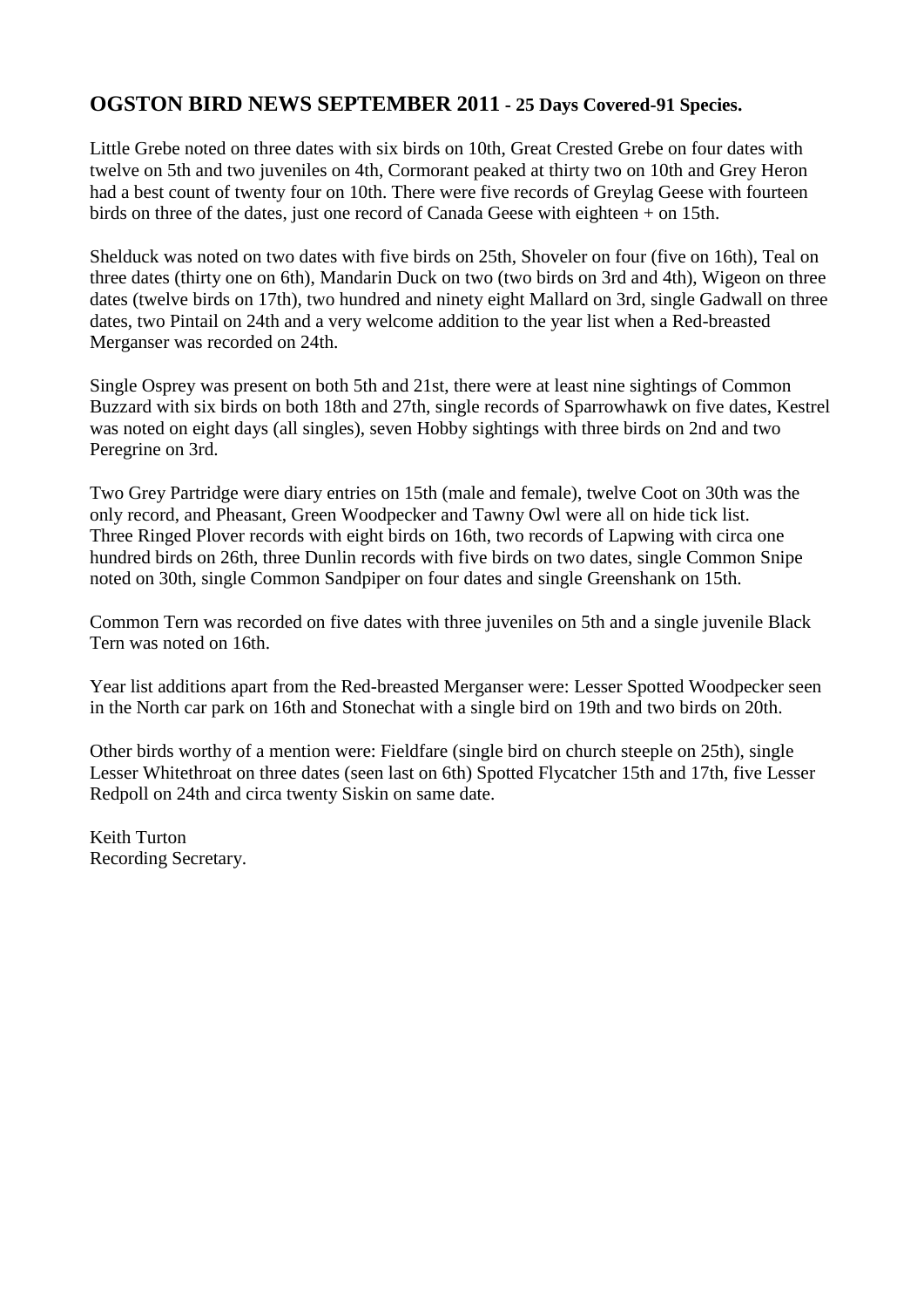## **OGSTON BIRD NEWS SEPTEMBER 2011 - 25 Days Covered-91 Species.**

Little Grebe noted on three dates with six birds on 10th, Great Crested Grebe on four dates with twelve on 5th and two juveniles on 4th, Cormorant peaked at thirty two on 10th and Grey Heron had a best count of twenty four on 10th. There were five records of Greylag Geese with fourteen birds on three of the dates, just one record of Canada Geese with eighteen + on 15th.

Shelduck was noted on two dates with five birds on 25th, Shoveler on four (five on 16th), Teal on three dates (thirty one on 6th), Mandarin Duck on two (two birds on 3rd and 4th), Wigeon on three dates (twelve birds on 17th), two hundred and ninety eight Mallard on 3rd, single Gadwall on three dates, two Pintail on 24th and a very welcome addition to the year list when a Red-breasted Merganser was recorded on 24th.

Single Osprey was present on both 5th and 21st, there were at least nine sightings of Common Buzzard with six birds on both 18th and 27th, single records of Sparrowhawk on five dates, Kestrel was noted on eight days (all singles), seven Hobby sightings with three birds on 2nd and two Peregrine on 3rd.

Two Grey Partridge were diary entries on 15th (male and female), twelve Coot on 30th was the only record, and Pheasant, Green Woodpecker and Tawny Owl were all on hide tick list. Three Ringed Plover records with eight birds on 16th, two records of Lapwing with circa one hundred birds on 26th, three Dunlin records with five birds on two dates, single Common Snipe noted on 30th, single Common Sandpiper on four dates and single Greenshank on 15th.

Common Tern was recorded on five dates with three juveniles on 5th and a single juvenile Black Tern was noted on 16th.

Year list additions apart from the Red-breasted Merganser were: Lesser Spotted Woodpecker seen in the North car park on 16th and Stonechat with a single bird on 19th and two birds on 20th.

Other birds worthy of a mention were: Fieldfare (single bird on church steeple on 25th), single Lesser Whitethroat on three dates (seen last on 6th) Spotted Flycatcher 15th and 17th, five Lesser Redpoll on 24th and circa twenty Siskin on same date.

Keith Turton
Recording Secretary.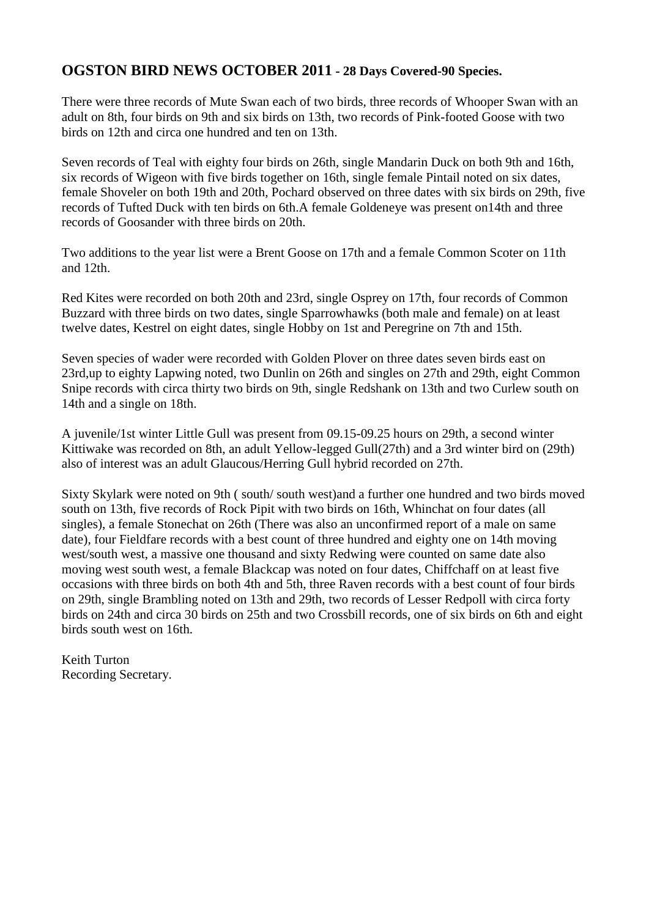## OGSTON BIRD NEWS OCTOBER 2011 - 28 Days Covered-90 Species.

There were three records of Mute Swan each of two birds, three records of Whooper Swan with an adult on 8th, four birds on 9th and six birds on 13th, two records of Pink-footed Goose with two birds on 12th and circa one hundred and ten on 13th.

Seven records of Teal with eighty four birds on 26th, single Mandarin Duck on both 9th and 16th, six records of Wigeon with five birds together on 16th, single female Pintail noted on six dates, female Shoveler on both 19th and 20th, Pochard observed on three dates with six birds on 29th, five records of Tufted Duck with ten birds on 6th.A female Goldeneye was present on14th and three records of Goosander with three birds on 20th.

Two additions to the year list were a Brent Goose on 17th and a female Common Scoter on 11th and 12th.

Red Kites were recorded on both 20th and 23rd, single Osprey on 17th, four records of Common Buzzard with three birds on two dates, single Sparrowhawks (both male and female) on at least twelve dates, Kestrel on eight dates, single Hobby on 1st and Peregrine on 7th and 15th.

Seven species of wader were recorded with Golden Plover on three dates seven birds east on 23rd,up to eighty Lapwing noted, two Dunlin on 26th and singles on 27th and 29th, eight Common Snipe records with circa thirty two birds on 9th, single Redshank on 13th and two Curlew south on 14th and a single on 18th.

A juvenile/1st winter Little Gull was present from 09.15-09.25 hours on 29th, a second winter Kittiwake was recorded on 8th, an adult Yellow-legged Gull(27th) and a 3rd winter bird on (29th) also of interest was an adult Glaucous/Herring Gull hybrid recorded on 27th.

Sixty Skylark were noted on 9th ( south/ south west)and a further one hundred and two birds moved south on 13th, five records of Rock Pipit with two birds on 16th, Whinchat on four dates (all singles), a female Stonechat on 26th (There was also an unconfirmed report of a male on same date), four Fieldfare records with a best count of three hundred and eighty one on 14th moving west/south west, a massive one thousand and sixty Redwing were counted on same date also moving west south west, a female Blackcap was noted on four dates, Chiffchaff on at least five occasions with three birds on both 4th and 5th, three Raven records with a best count of four birds on 29th, single Brambling noted on 13th and 29th, two records of Lesser Redpoll with circa forty birds on 24th and circa 30 birds on 25th and two Crossbill records, one of six birds on 6th and eight birds south west on 16th.

Keith Turton
Recording Secretary.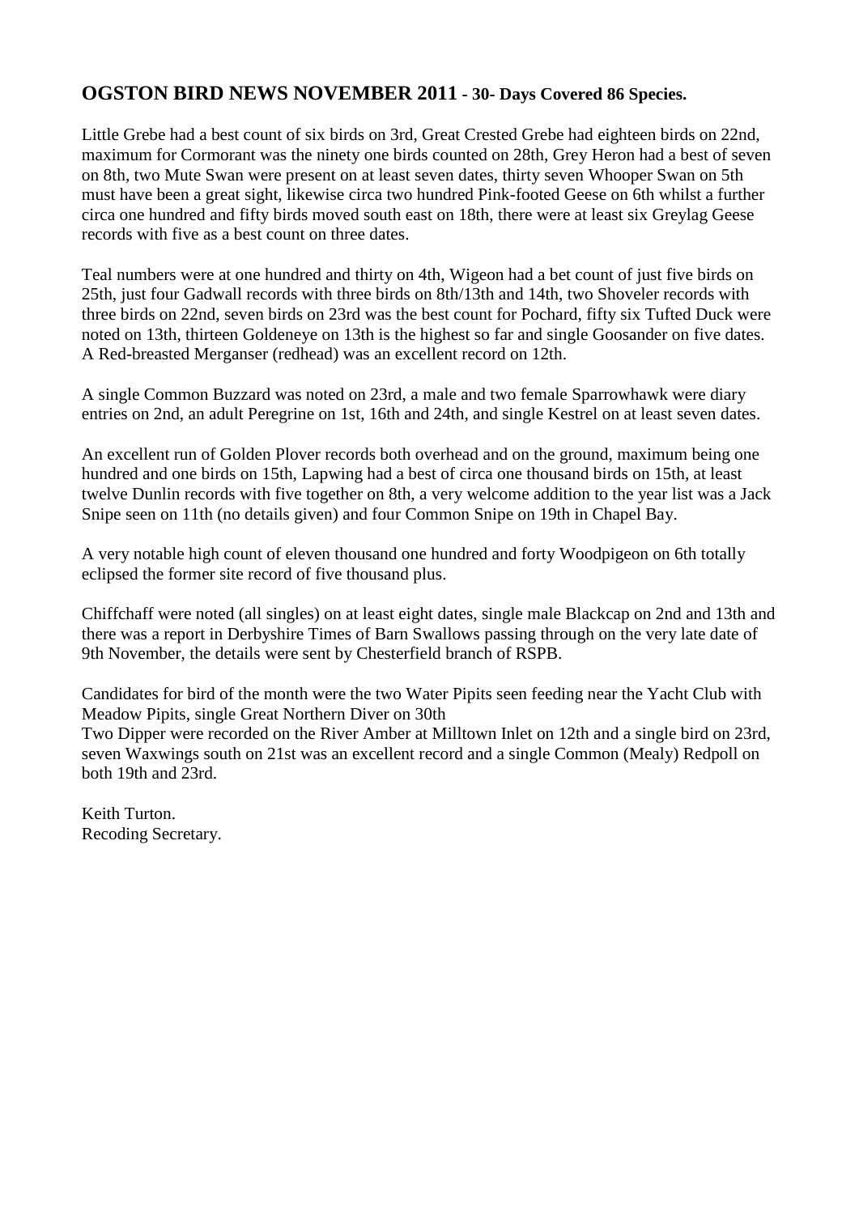## OGSTON BIRD NEWS NOVEMBER 2011 - 30- Days Covered 86 Species.

Little Grebe had a best count of six birds on 3rd, Great Crested Grebe had eighteen birds on 22nd, maximum for Cormorant was the ninety one birds counted on 28th, Grey Heron had a best of seven on 8th, two Mute Swan were present on at least seven dates, thirty seven Whooper Swan on 5th must have been a great sight, likewise circa two hundred Pink-footed Geese on 6th whilst a further circa one hundred and fifty birds moved south east on 18th, there were at least six Greylag Geese records with five as a best count on three dates.

Teal numbers were at one hundred and thirty on 4th, Wigeon had a bet count of just five birds on 25th, just four Gadwall records with three birds on 8th/13th and 14th, two Shoveler records with three birds on 22nd, seven birds on 23rd was the best count for Pochard, fifty six Tufted Duck were noted on 13th, thirteen Goldeneye on 13th is the highest so far and single Goosander on five dates. A Red-breasted Merganser (redhead) was an excellent record on 12th.

A single Common Buzzard was noted on 23rd, a male and two female Sparrowhawk were diary entries on 2nd, an adult Peregrine on 1st, 16th and 24th, and single Kestrel on at least seven dates.

An excellent run of Golden Plover records both overhead and on the ground, maximum being one hundred and one birds on 15th, Lapwing had a best of circa one thousand birds on 15th, at least twelve Dunlin records with five together on 8th, a very welcome addition to the year list was a Jack Snipe seen on 11th (no details given) and four Common Snipe on 19th in Chapel Bay.

A very notable high count of eleven thousand one hundred and forty Woodpigeon on 6th totally eclipsed the former site record of five thousand plus.

Chiffchaff were noted (all singles) on at least eight dates, single male Blackcap on 2nd and 13th and there was a report in Derbyshire Times of Barn Swallows passing through on the very late date of 9th November, the details were sent by Chesterfield branch of RSPB.

Candidates for bird of the month were the two Water Pipits seen feeding near the Yacht Club with Meadow Pipits, single Great Northern Diver on 30th
Two Dipper were recorded on the River Amber at Milltown Inlet on 12th and a single bird on 23rd, seven Waxwings south on 21st was an excellent record and a single Common (Mealy) Redpoll on both 19th and 23rd.

Keith Turton.
Recoding Secretary.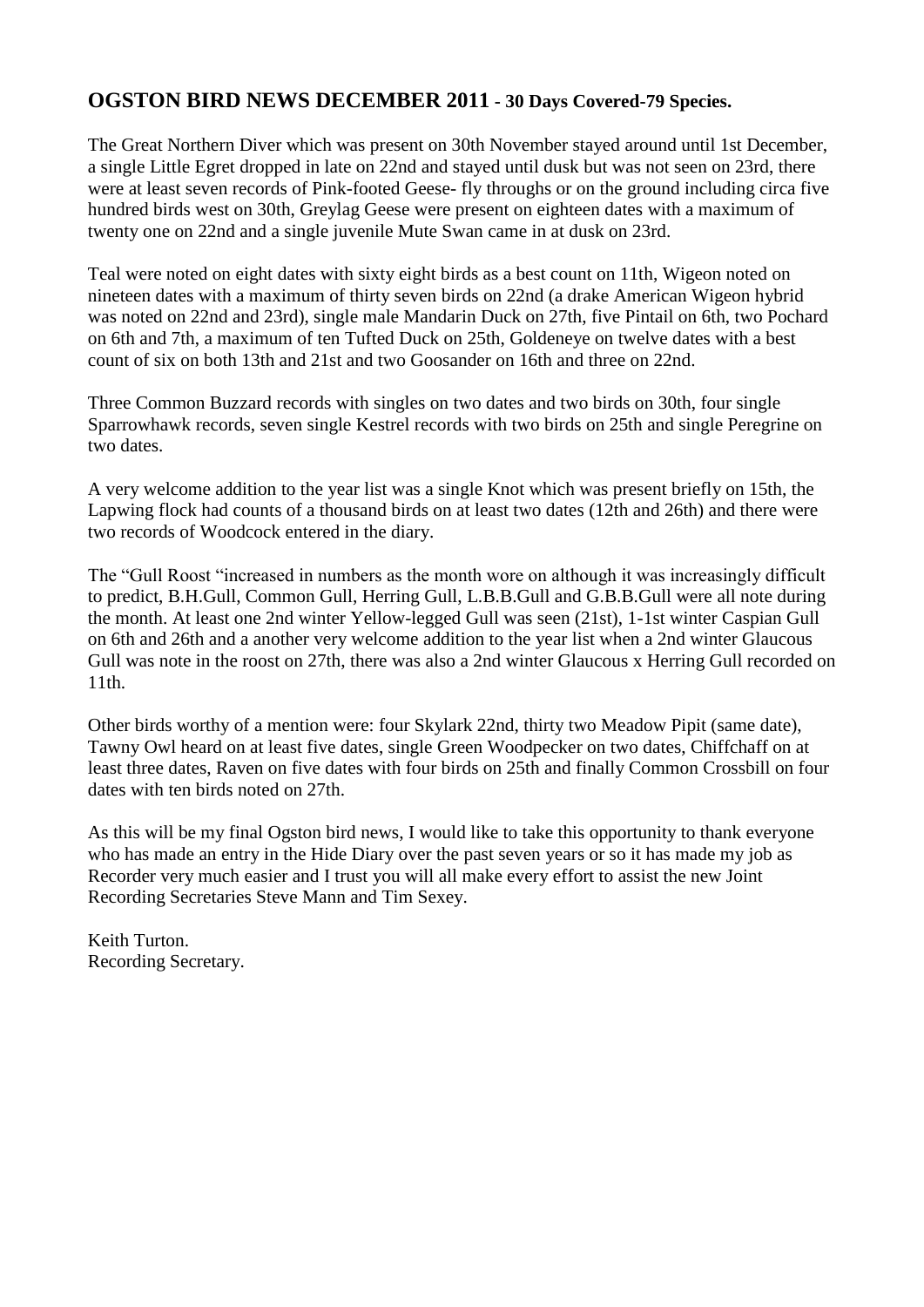## OGSTON BIRD NEWS DECEMBER 2011 - 30 Days Covered-79 Species.

The Great Northern Diver which was present on 30th November stayed around until 1st December, a single Little Egret dropped in late on 22nd and stayed until dusk but was not seen on 23rd, there were at least seven records of Pink-footed Geese- fly throughs or on the ground including circa five hundred birds west on 30th, Greylag Geese were present on eighteen dates with a maximum of twenty one on 22nd and a single juvenile Mute Swan came in at dusk on 23rd.

Teal were noted on eight dates with sixty eight birds as a best count on 11th, Wigeon noted on nineteen dates with a maximum of thirty seven birds on 22nd (a drake American Wigeon hybrid was noted on 22nd and 23rd), single male Mandarin Duck on 27th, five Pintail on 6th, two Pochard on 6th and 7th, a maximum of ten Tufted Duck on 25th, Goldeneye on twelve dates with a best count of six on both 13th and 21st and two Goosander on 16th and three on 22nd.

Three Common Buzzard records with singles on two dates and two birds on 30th, four single Sparrowhawk records, seven single Kestrel records with two birds on 25th and single Peregrine on two dates.

A very welcome addition to the year list was a single Knot which was present briefly on 15th, the Lapwing flock had counts of a thousand birds on at least two dates (12th and 26th) and there were two records of Woodcock entered in the diary.

The "Gull Roost "increased in numbers as the month wore on although it was increasingly difficult to predict, B.H.Gull, Common Gull, Herring Gull, L.B.B.Gull and G.B.B.Gull were all note during the month. At least one 2nd winter Yellow-legged Gull was seen (21st), 1-1st winter Caspian Gull on 6th and 26th and a another very welcome addition to the year list when a 2nd winter Glaucous Gull was note in the roost on 27th, there was also a 2nd winter Glaucous x Herring Gull recorded on 11th.

Other birds worthy of a mention were: four Skylark 22nd, thirty two Meadow Pipit (same date), Tawny Owl heard on at least five dates, single Green Woodpecker on two dates, Chiffchaff on at least three dates, Raven on five dates with four birds on 25th and finally Common Crossbill on four dates with ten birds noted on 27th.

As this will be my final Ogston bird news, I would like to take this opportunity to thank everyone who has made an entry in the Hide Diary over the past seven years or so it has made my job as Recorder very much easier and I trust you will all make every effort to assist the new Joint Recording Secretaries Steve Mann and Tim Sexey.

Keith Turton.
Recording Secretary.